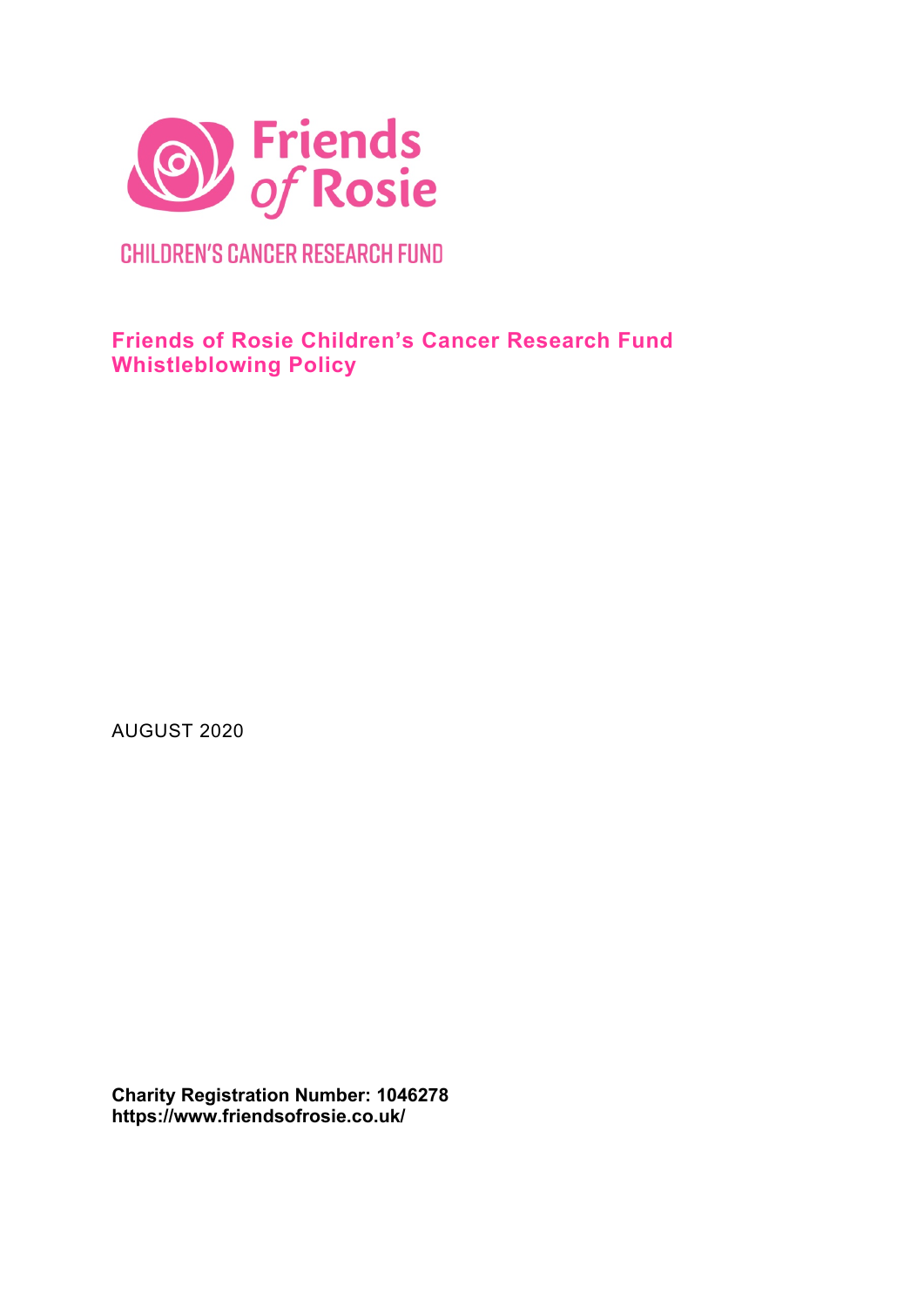Friends of Rosie

CHILDREN'S CANCER RESEARCH FUND

# Friends of Rosie Children's Cancer Research Fund Whistleblowing Policy

AUGUST 2020

**Charity Registration Number: 1046278**
**https://www.friendsofrosie.co.uk/**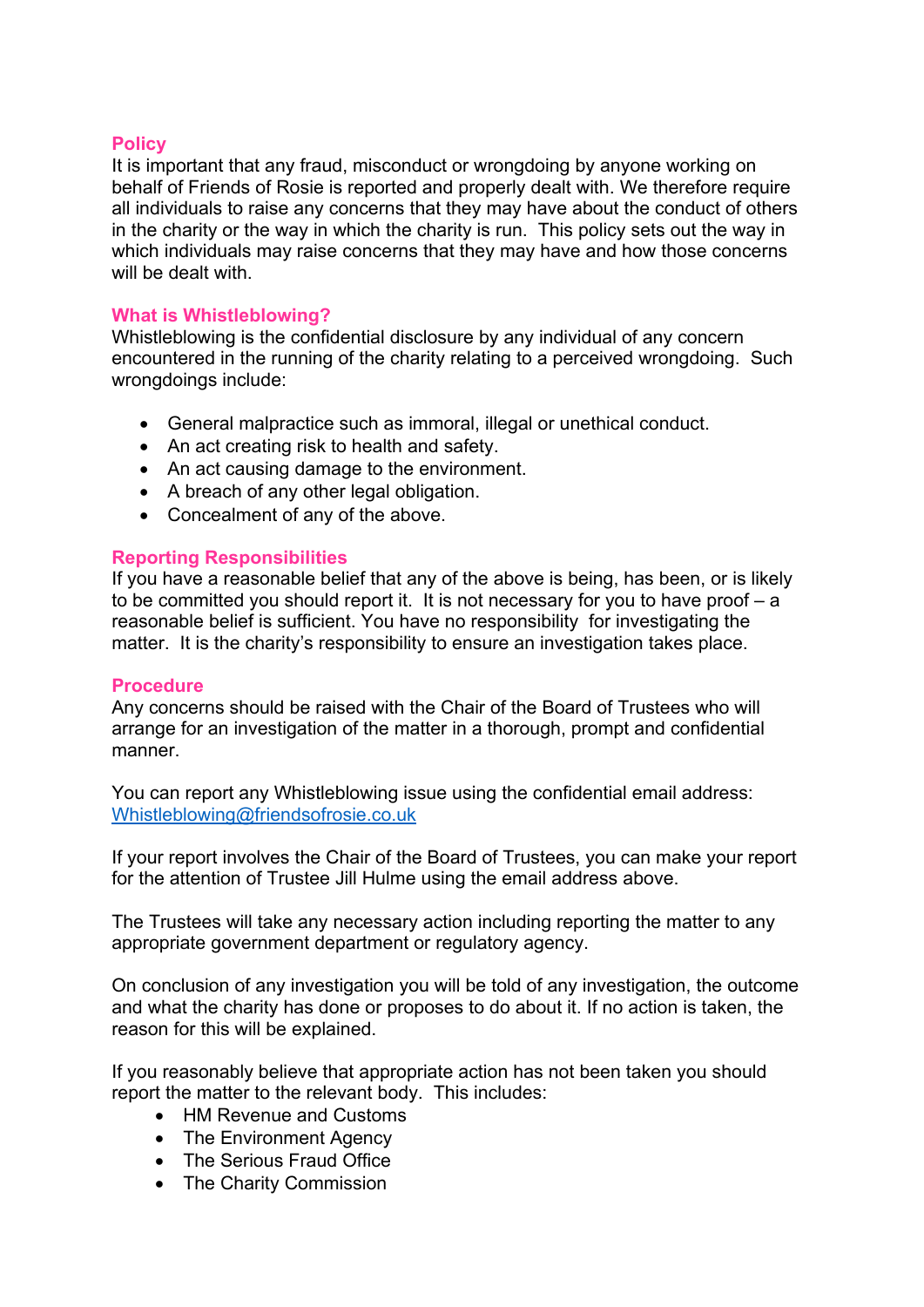## Policy

It is important that any fraud, misconduct or wrongdoing by anyone working on behalf of Friends of Rosie is reported and properly dealt with. We therefore require all individuals to raise any concerns that they may have about the conduct of others in the charity or the way in which the charity is run. This policy sets out the way in which individuals may raise concerns that they may have and how those concerns will be dealt with.

## What is Whistleblowing?

Whistleblowing is the confidential disclosure by any individual of any concern encountered in the running of the charity relating to a perceived wrongdoing. Such wrongdoings include:

- General malpractice such as immoral, illegal or unethical conduct.
- An act creating risk to health and safety.
- An act causing damage to the environment.
- A breach of any other legal obligation.
- Concealment of any of the above.

## Reporting Responsibilities

If you have a reasonable belief that any of the above is being, has been, or is likely to be committed you should report it. It is not necessary for you to have proof – a reasonable belief is sufficient. You have no responsibility for investigating the matter. It is the charity's responsibility to ensure an investigation takes place.

## Procedure

Any concerns should be raised with the Chair of the Board of Trustees who will arrange for an investigation of the matter in a thorough, prompt and confidential manner.

You can report any Whistleblowing issue using the confidential email address: Whistleblowing@friendsofrosie.co.uk

If your report involves the Chair of the Board of Trustees, you can make your report for the attention of Trustee Jill Hulme using the email address above.

The Trustees will take any necessary action including reporting the matter to any appropriate government department or regulatory agency.

On conclusion of any investigation you will be told of any investigation, the outcome and what the charity has done or proposes to do about it. If no action is taken, the reason for this will be explained.

If you reasonably believe that appropriate action has not been taken you should report the matter to the relevant body. This includes:

- HM Revenue and Customs
- The Environment Agency
- The Serious Fraud Office
- The Charity Commission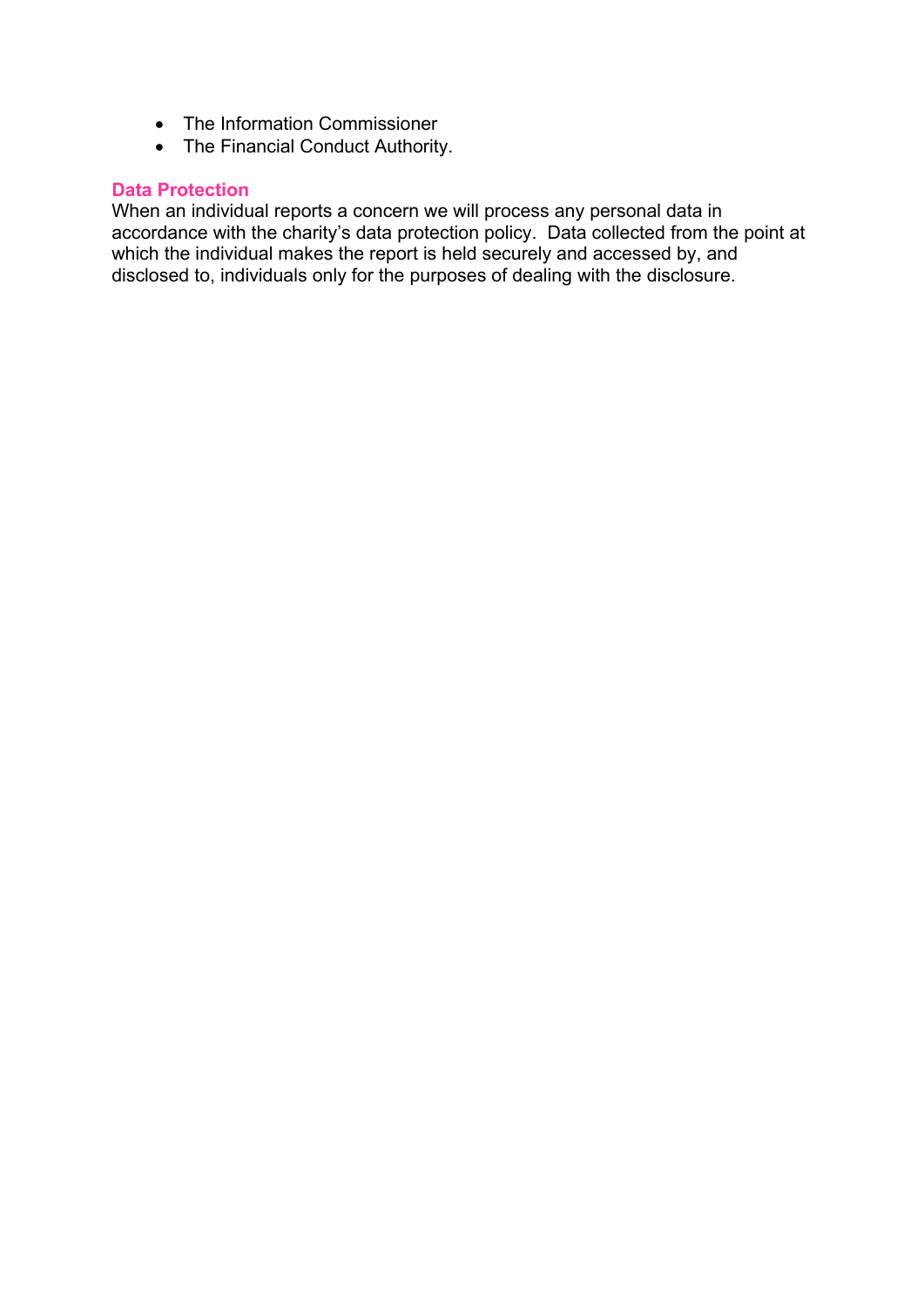- The Information Commissioner
- The Financial Conduct Authority.

## Data Protection

When an individual reports a concern we will process any personal data in accordance with the charity's data protection policy. Data collected from the point at which the individual makes the report is held securely and accessed by, and disclosed to, individuals only for the purposes of dealing with the disclosure.